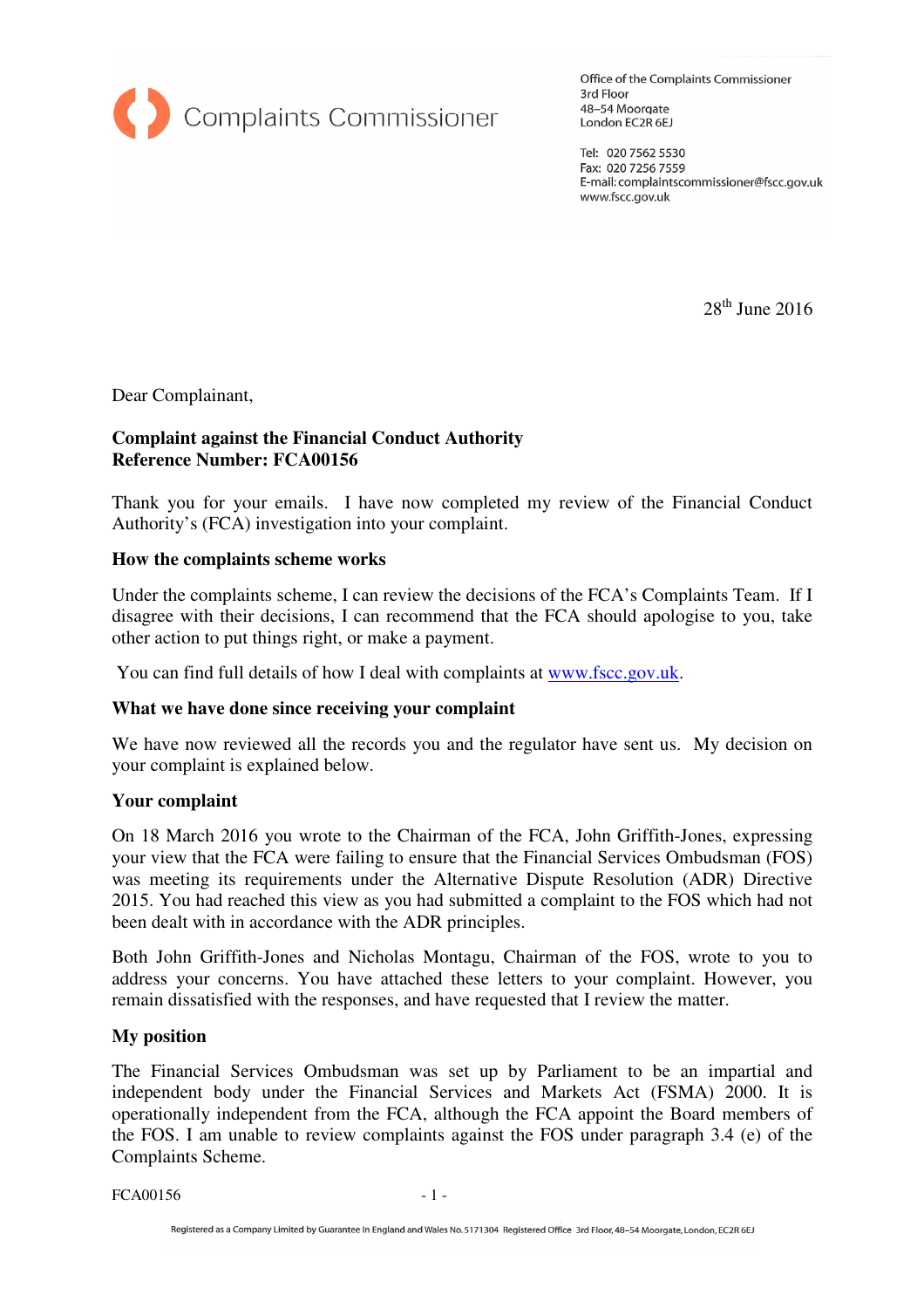Complaints Commissioner

Office of the Complaints Commissioner
3rd Floor
48–54 Moorgate
London EC2R 6EJ

Tel: 020 7562 5530
Fax: 020 7256 7559
E-mail: complaintscommissioner@fscc.gov.uk
www.fscc.gov.uk

28th June 2016

Dear Complainant,

**Complaint against the Financial Conduct Authority**
**Reference Number: FCA00156**

Thank you for your emails. I have now completed my review of the Financial Conduct Authority's (FCA) investigation into your complaint.

**How the complaints scheme works**

Under the complaints scheme, I can review the decisions of the FCA's Complaints Team. If I disagree with their decisions, I can recommend that the FCA should apologise to you, take other action to put things right, or make a payment.

You can find full details of how I deal with complaints at www.fscc.gov.uk.

**What we have done since receiving your complaint**

We have now reviewed all the records you and the regulator have sent us. My decision on your complaint is explained below.

**Your complaint**

On 18 March 2016 you wrote to the Chairman of the FCA, John Griffith-Jones, expressing your view that the FCA were failing to ensure that the Financial Services Ombudsman (FOS) was meeting its requirements under the Alternative Dispute Resolution (ADR) Directive 2015. You had reached this view as you had submitted a complaint to the FOS which had not been dealt with in accordance with the ADR principles.

Both John Griffith-Jones and Nicholas Montagu, Chairman of the FOS, wrote to you to address your concerns. You have attached these letters to your complaint. However, you remain dissatisfied with the responses, and have requested that I review the matter.

**My position**

The Financial Services Ombudsman was set up by Parliament to be an impartial and independent body under the Financial Services and Markets Act (FSMA) 2000. It is operationally independent from the FCA, although the FCA appoint the Board members of the FOS. I am unable to review complaints against the FOS under paragraph 3.4 (e) of the Complaints Scheme.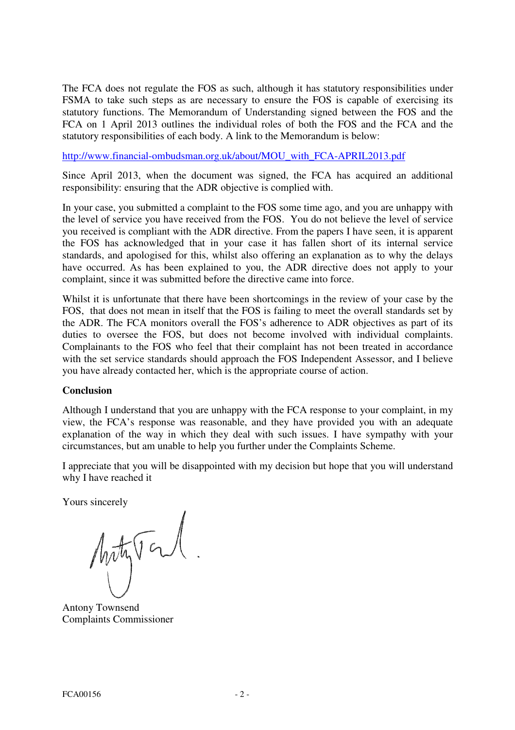The FCA does not regulate the FOS as such, although it has statutory responsibilities under FSMA to take such steps as are necessary to ensure the FOS is capable of exercising its statutory functions. The Memorandum of Understanding signed between the FOS and the FCA on 1 April 2013 outlines the individual roles of both the FOS and the FCA and the statutory responsibilities of each body. A link to the Memorandum is below:

http://www.financial-ombudsman.org.uk/about/MOU_with_FCA-APRIL2013.pdf

Since April 2013, when the document was signed, the FCA has acquired an additional responsibility: ensuring that the ADR objective is complied with.

In your case, you submitted a complaint to the FOS some time ago, and you are unhappy with the level of service you have received from the FOS. You do not believe the level of service you received is compliant with the ADR directive. From the papers I have seen, it is apparent the FOS has acknowledged that in your case it has fallen short of its internal service standards, and apologised for this, whilst also offering an explanation as to why the delays have occurred. As has been explained to you, the ADR directive does not apply to your complaint, since it was submitted before the directive came into force.

Whilst it is unfortunate that there have been shortcomings in the review of your case by the FOS, that does not mean in itself that the FOS is failing to meet the overall standards set by the ADR. The FCA monitors overall the FOS's adherence to ADR objectives as part of its duties to oversee the FOS, but does not become involved with individual complaints. Complainants to the FOS who feel that their complaint has not been treated in accordance with the set service standards should approach the FOS Independent Assessor, and I believe you have already contacted her, which is the appropriate course of action.

**Conclusion**

Although I understand that you are unhappy with the FCA response to your complaint, in my view, the FCA's response was reasonable, and they have provided you with an adequate explanation of the way in which they deal with such issues. I have sympathy with your circumstances, but am unable to help you further under the Complaints Scheme.

I appreciate that you will be disappointed with my decision but hope that you will understand why I have reached it

Yours sincerely

Antony Townsend
Complaints Commissioner

FCA00156